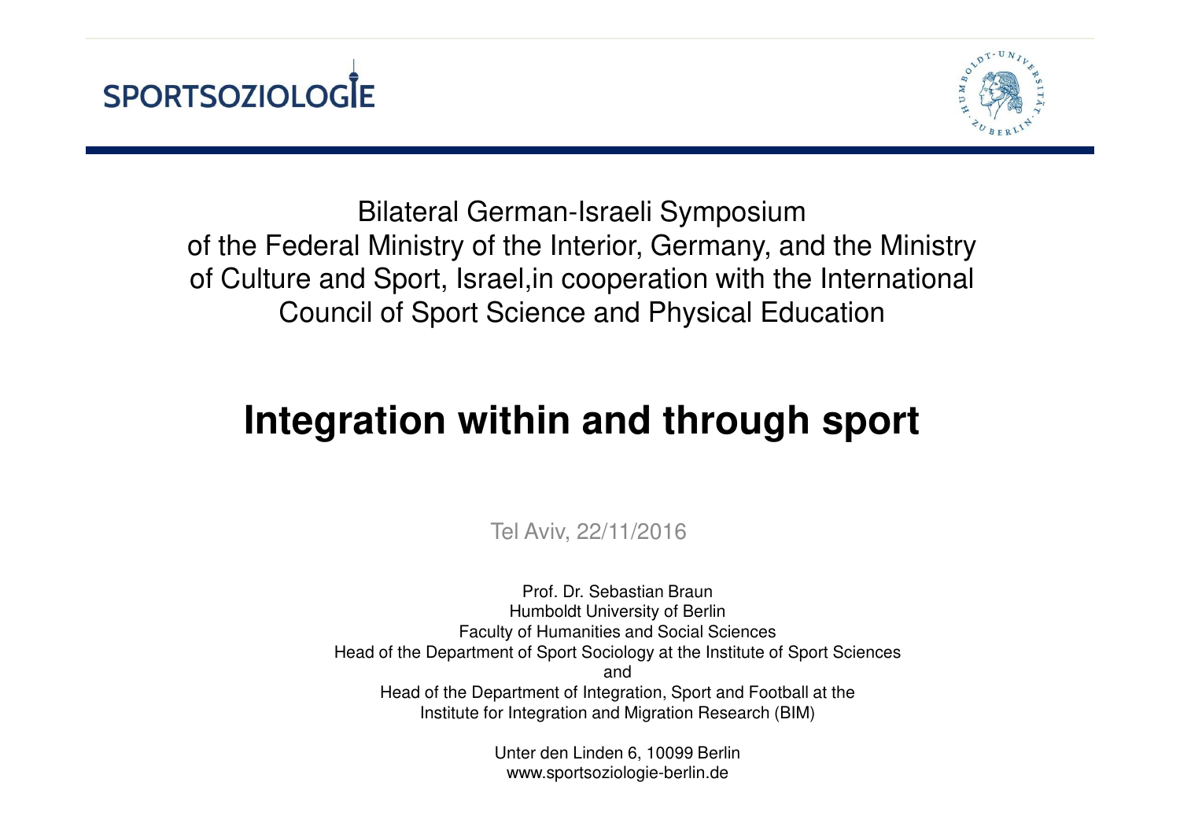SPORTSOZIOLOGIE

Bilateral German-Israeli Symposium
of the Federal Ministry of the Interior, Germany, and the Ministry of Culture and Sport, Israel,in cooperation with the International Council of Sport Science and Physical Education

# Integration within and through sport

Tel Aviv, 22/11/2016

Prof. Dr. Sebastian Braun
Humboldt University of Berlin
Faculty of Humanities and Social Sciences
Head of the Department of Sport Sociology at the Institute of Sport Sciences
and
Head of the Department of Integration, Sport and Football at the Institute for Integration and Migration Research (BIM)

Unter den Linden 6, 10099 Berlin
www.sportsoziologie-berlin.de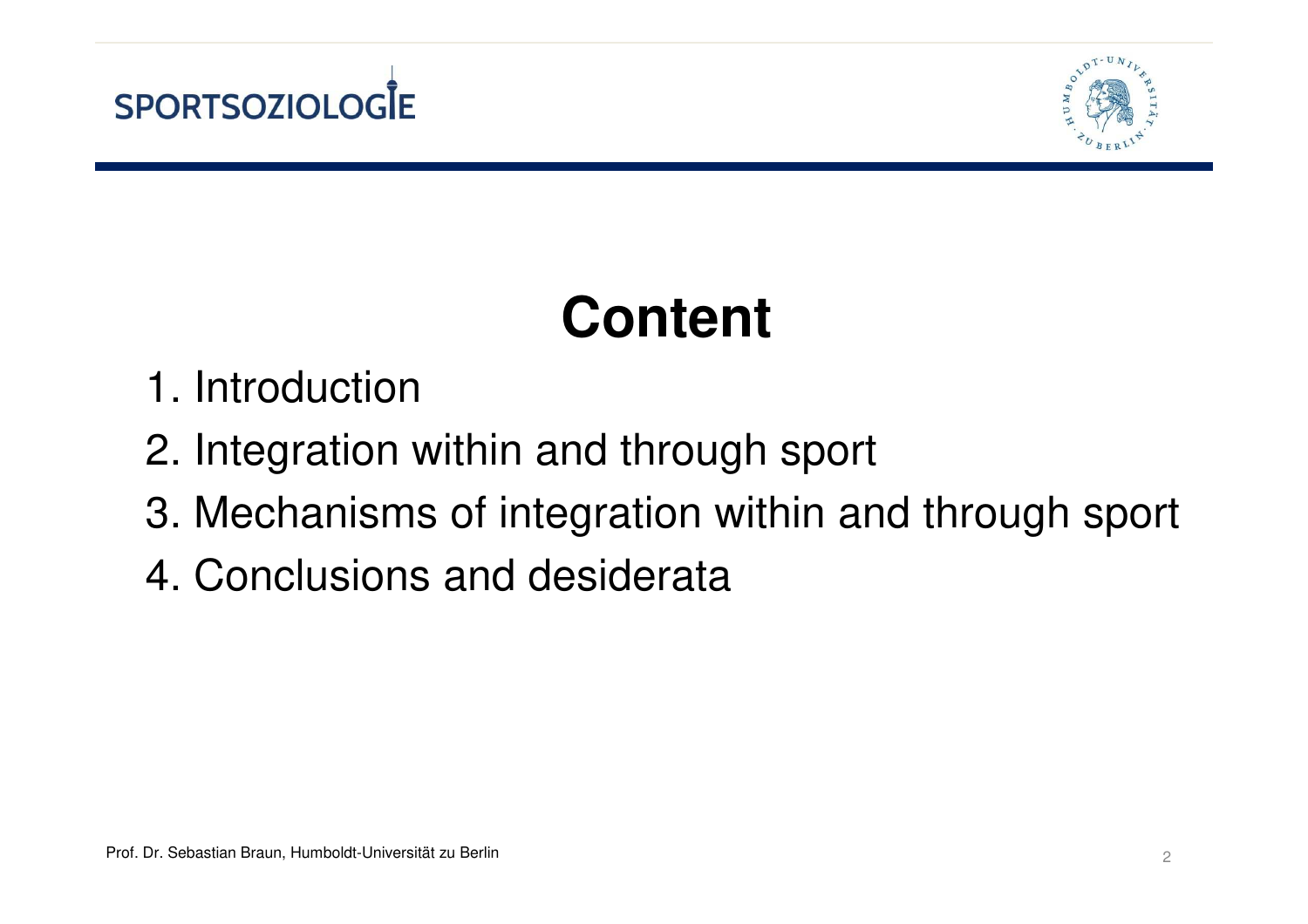# Content

1. Introduction
2. Integration within and through sport
3. Mechanisms of integration within and through sport
4. Conclusions and desiderata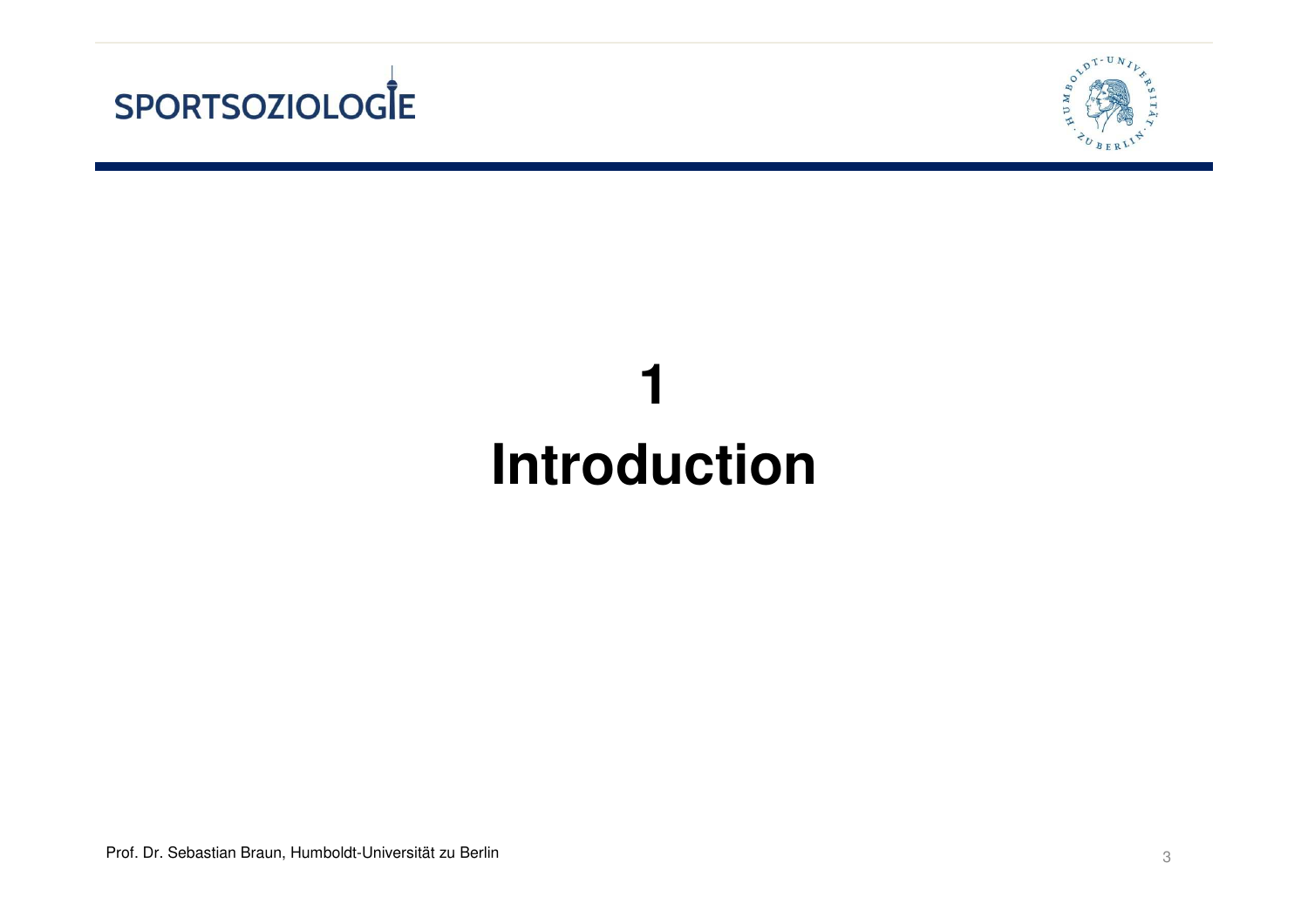# 1 Introduction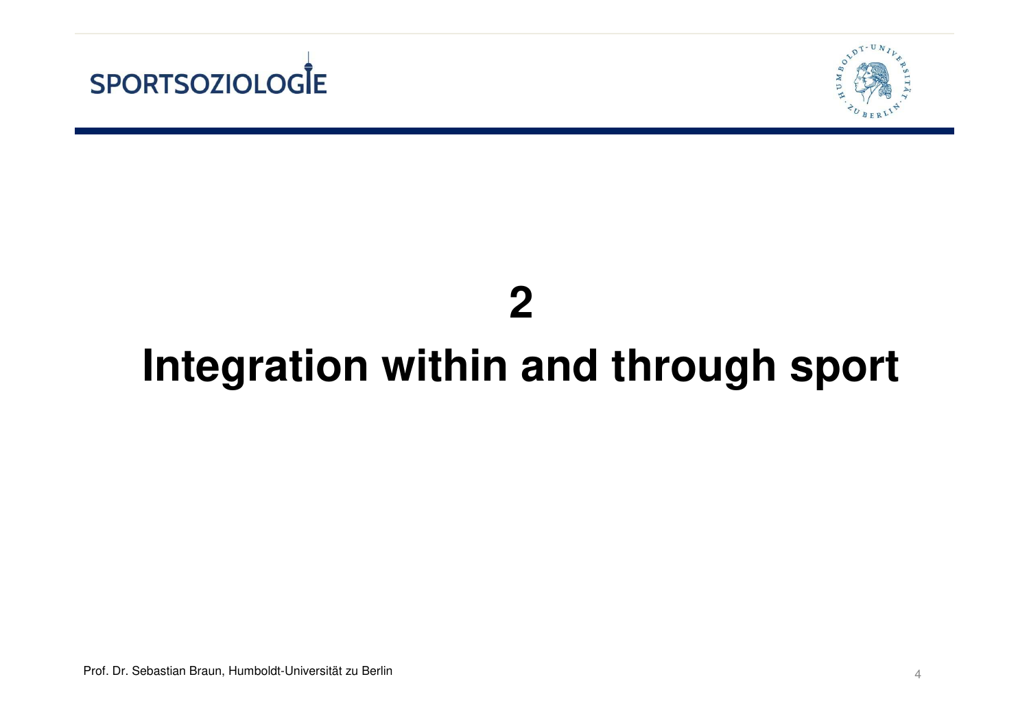# 2

# Integration within and through sport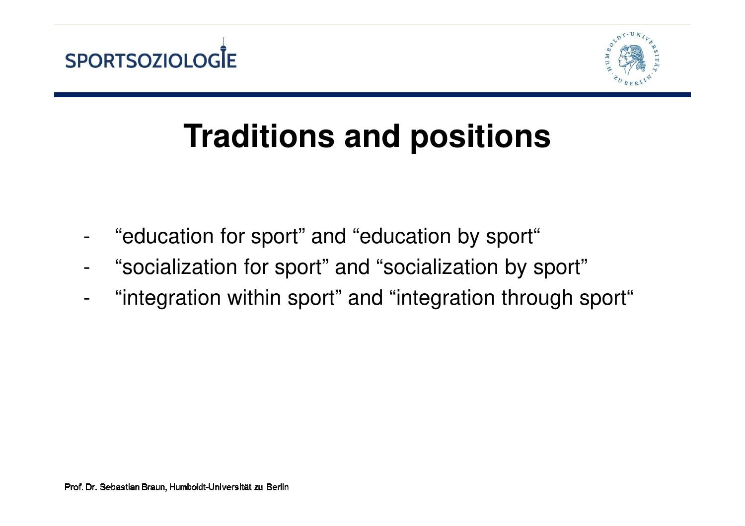# Traditions and positions

- “education for sport” and “education by sport“
- “socialization for sport” and “socialization by sport”
- “integration within sport” and “integration through sport“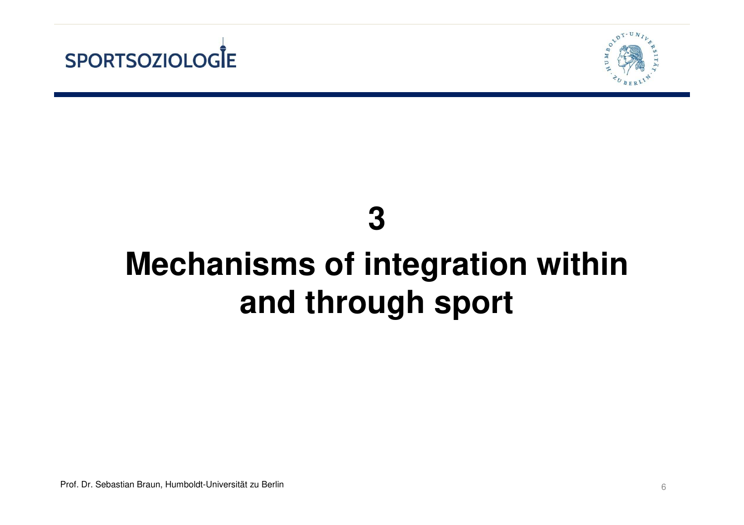# 3

# Mechanisms of integration within and through sport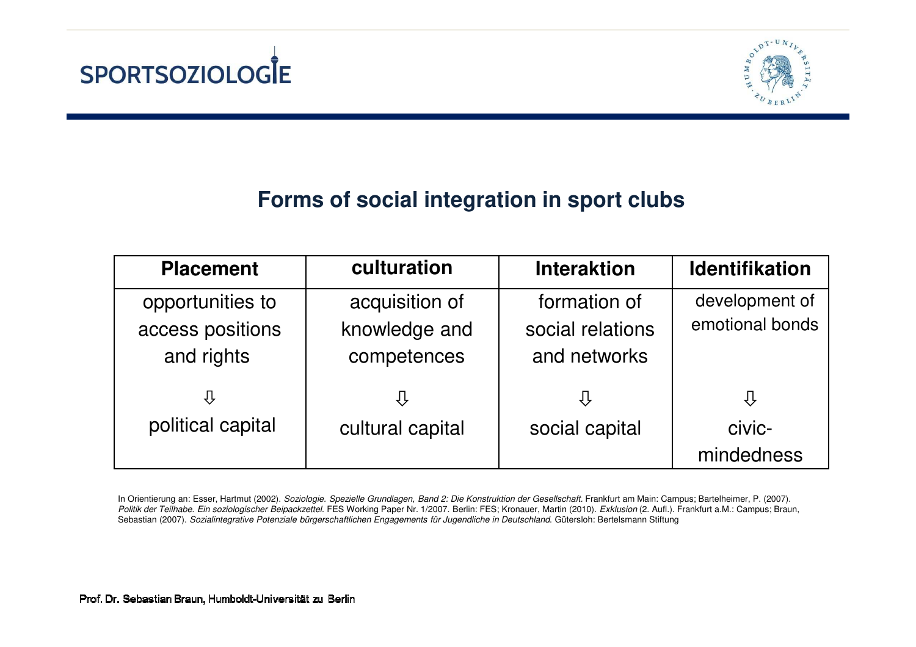## Forms of social integration in sport clubs

| Placement | culturation | Interaktion | Identifikation |
|---|---|---|---|
| opportunities to access positions and rights | acquisition of knowledge and competences | formation of social relations and networks | development of emotional bonds |
| ⇩ | ⇩ | ⇩ | ⇩ |
| political capital | cultural capital | social capital | civic-mindedness |

In Orientierung an: Esser, Hartmut (2002). *Soziologie. Spezielle Grundlagen, Band 2: Die Konstruktion der Gesellschaft.* Frankfurt am Main: Campus; Bartelheimer, P. (2007). *Politik der Teilhabe. Ein soziologischer Beipackzettel.* FES Working Paper Nr. 1/2007. Berlin: FES; Kronauer, Martin (2010). *Exklusion* (2. Aufl.). Frankfurt a.M.: Campus; Braun, Sebastian (2007). *Sozialintegrative Potenziale bürgerschaftlichen Engagements für Jugendliche in Deutschland.* Gütersloh: Bertelsmann Stiftung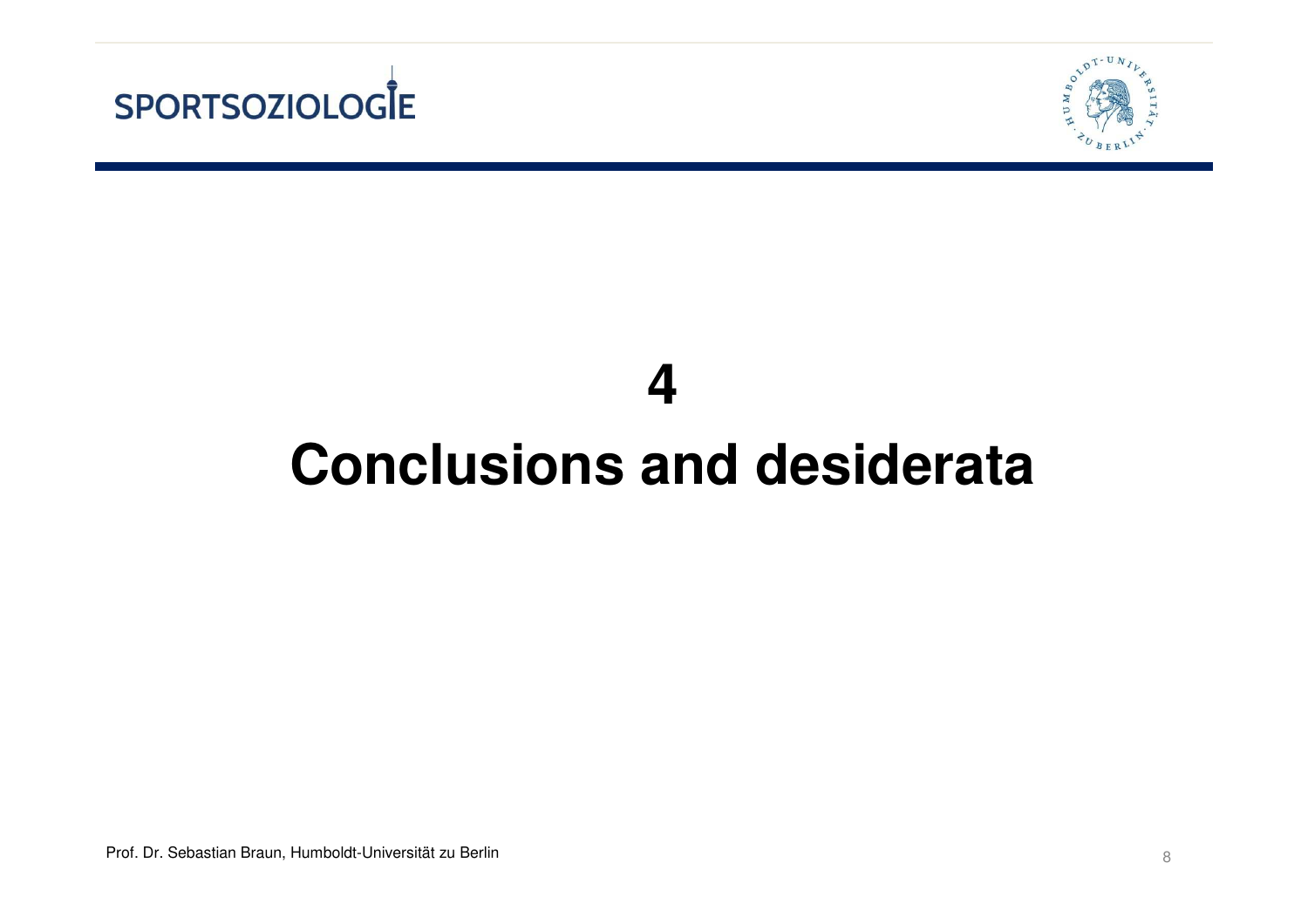# 4

# Conclusions and desiderata